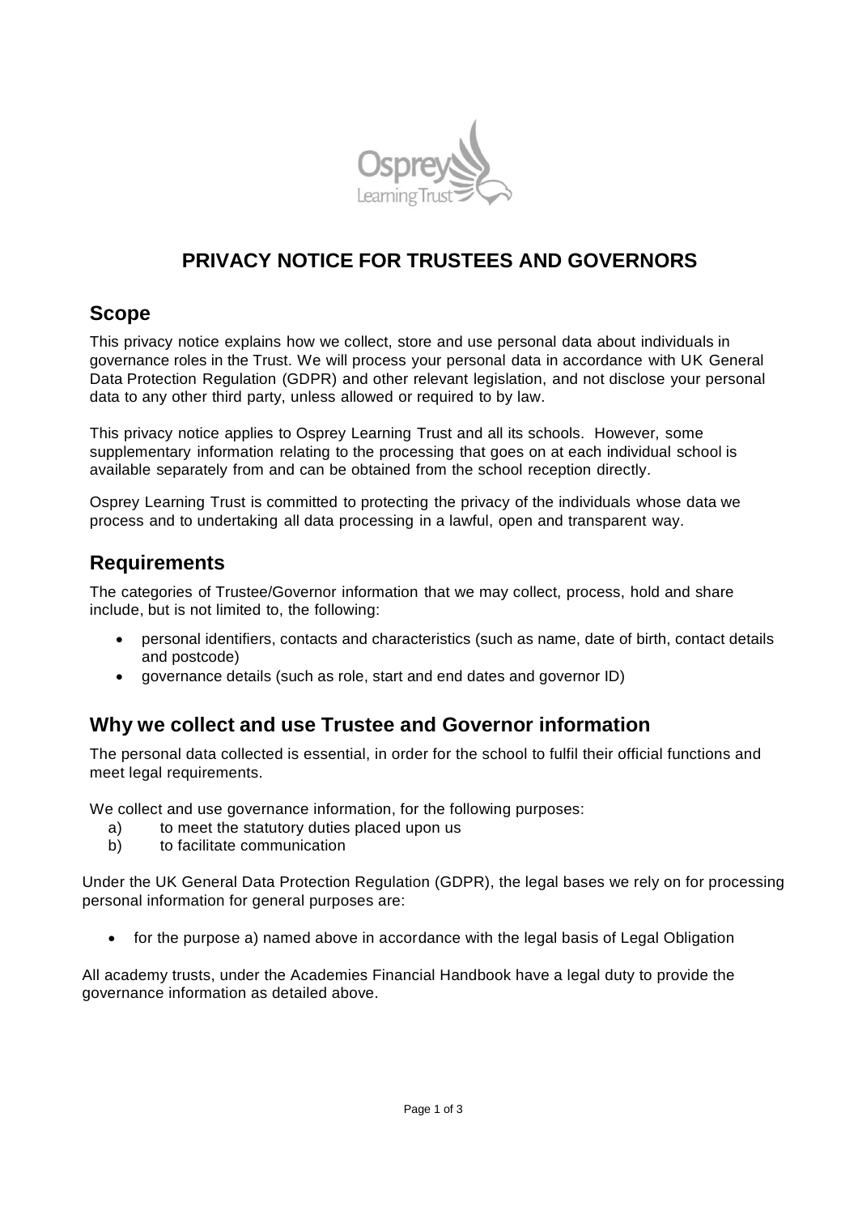# PRIVACY NOTICE FOR TRUSTEES AND GOVERNORS

## Scope

This privacy notice explains how we collect, store and use personal data about individuals in governance roles in the Trust. We will process your personal data in accordance with UK General Data Protection Regulation (GDPR) and other relevant legislation, and not disclose your personal data to any other third party, unless allowed or required to by law.

This privacy notice applies to Osprey Learning Trust and all its schools. However, some supplementary information relating to the processing that goes on at each individual school is available separately from and can be obtained from the school reception directly.

Osprey Learning Trust is committed to protecting the privacy of the individuals whose data we process and to undertaking all data processing in a lawful, open and transparent way.

## Requirements

The categories of Trustee/Governor information that we may collect, process, hold and share include, but is not limited to, the following:

- personal identifiers, contacts and characteristics (such as name, date of birth, contact details and postcode)
- governance details (such as role, start and end dates and governor ID)

## Why we collect and use Trustee and Governor information

The personal data collected is essential, in order for the school to fulfil their official functions and meet legal requirements.

We collect and use governance information, for the following purposes:

a) to meet the statutory duties placed upon us
b) to facilitate communication

Under the UK General Data Protection Regulation (GDPR), the legal bases we rely on for processing personal information for general purposes are:

- for the purpose a) named above in accordance with the legal basis of Legal Obligation

All academy trusts, under the Academies Financial Handbook have a legal duty to provide the governance information as detailed above.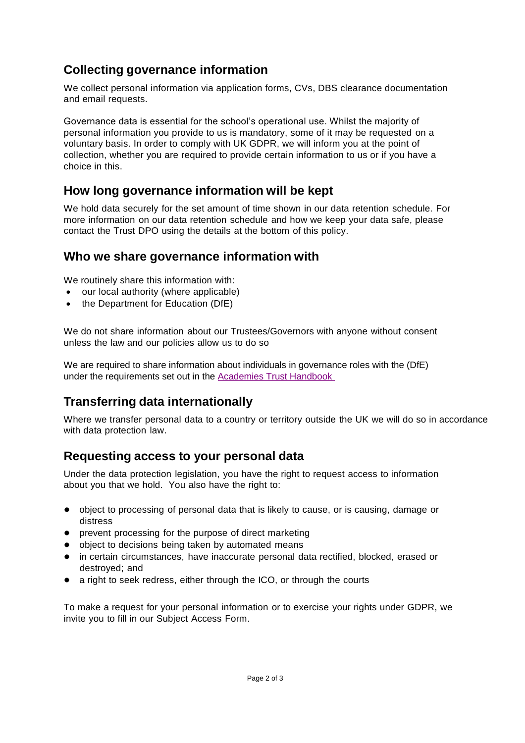## Collecting governance information

We collect personal information via application forms, CVs, DBS clearance documentation and email requests.

Governance data is essential for the school's operational use. Whilst the majority of personal information you provide to us is mandatory, some of it may be requested on a voluntary basis. In order to comply with UK GDPR, we will inform you at the point of collection, whether you are required to provide certain information to us or if you have a choice in this.

## How long governance information will be kept

We hold data securely for the set amount of time shown in our data retention schedule. For more information on our data retention schedule and how we keep your data safe, please contact the Trust DPO using the details at the bottom of this policy.

## Who we share governance information with

We routinely share this information with:

- our local authority (where applicable)
- the Department for Education (DfE)

We do not share information about our Trustees/Governors with anyone without consent unless the law and our policies allow us to do so

We are required to share information about individuals in governance roles with the (DfE) under the requirements set out in the Academies Trust Handbook

## Transferring data internationally

Where we transfer personal data to a country or territory outside the UK we will do so in accordance with data protection law.

## Requesting access to your personal data

Under the data protection legislation, you have the right to request access to information about you that we hold. You also have the right to:

- object to processing of personal data that is likely to cause, or is causing, damage or distress
- prevent processing for the purpose of direct marketing
- object to decisions being taken by automated means
- in certain circumstances, have inaccurate personal data rectified, blocked, erased or destroyed; and
- a right to seek redress, either through the ICO, or through the courts

To make a request for your personal information or to exercise your rights under GDPR, we invite you to fill in our Subject Access Form.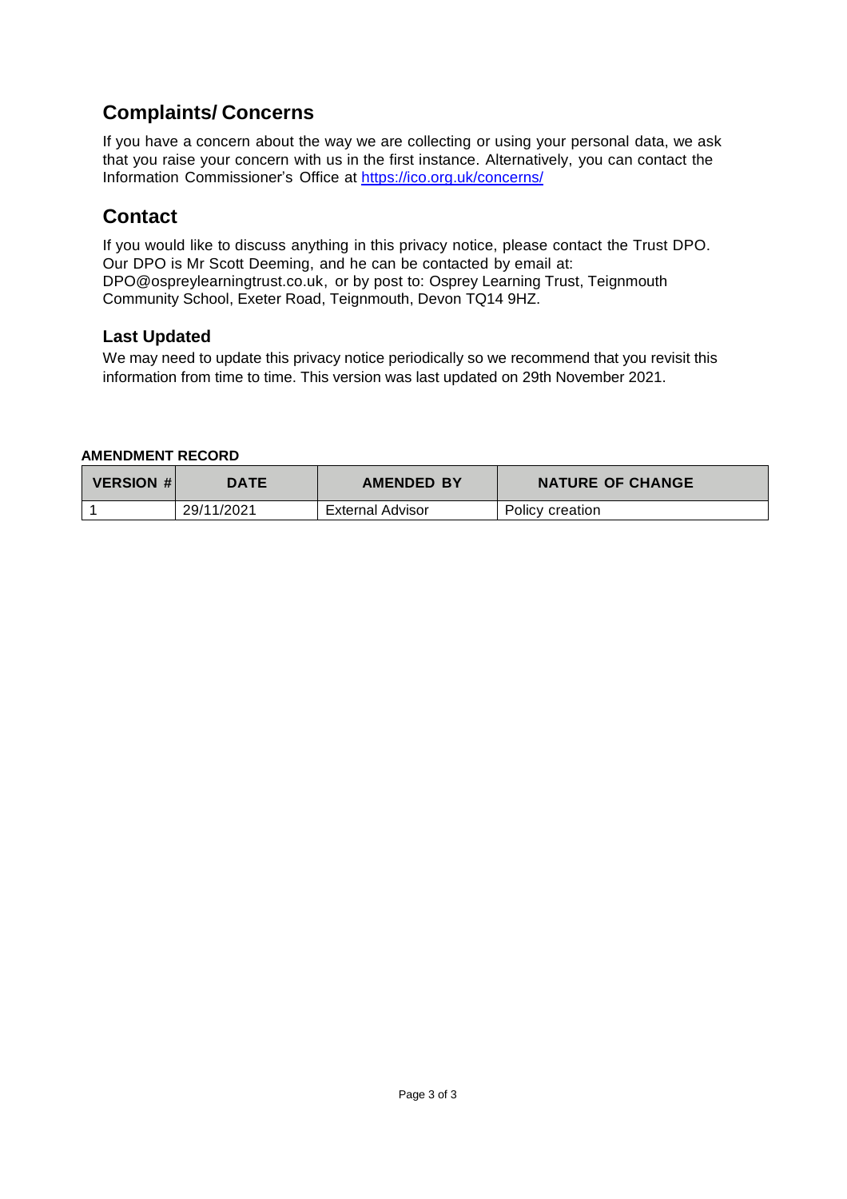## Complaints/ Concerns

If you have a concern about the way we are collecting or using your personal data, we ask that you raise your concern with us in the first instance. Alternatively, you can contact the Information Commissioner's Office at https://ico.org.uk/concerns/

## Contact

If you would like to discuss anything in this privacy notice, please contact the Trust DPO. Our DPO is Mr Scott Deeming, and he can be contacted by email at: DPO@ospreylearningtrust.co.uk, or by post to: Osprey Learning Trust, Teignmouth Community School, Exeter Road, Teignmouth, Devon TQ14 9HZ.

### Last Updated

We may need to update this privacy notice periodically so we recommend that you revisit this information from time to time. This version was last updated on 29th November 2021.

**AMENDMENT RECORD**

| VERSION # | DATE | AMENDED BY | NATURE OF CHANGE |
| --- | --- | --- | --- |
| 1 | 29/11/2021 | External Advisor | Policy creation |